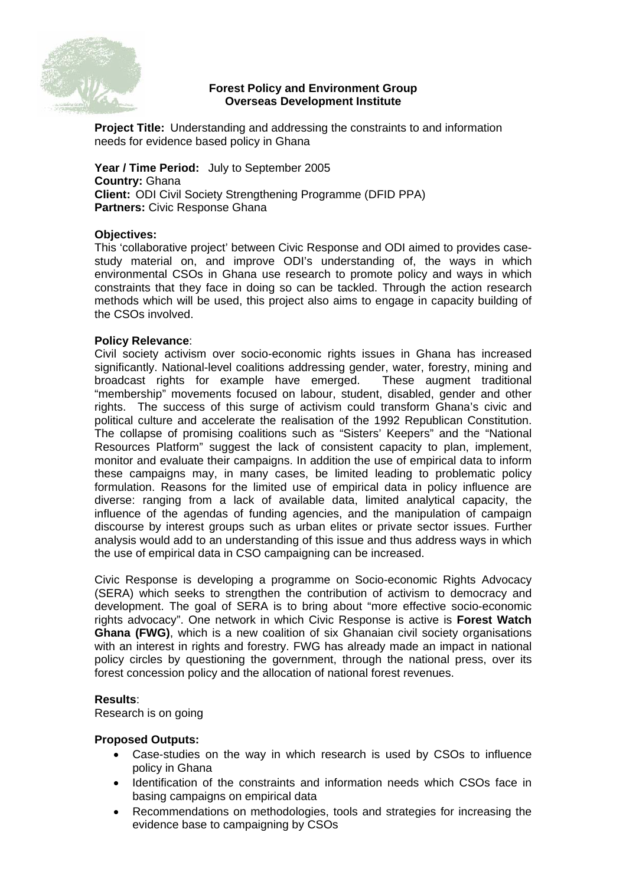**Forest Policy and Environment Group**
**Overseas Development Institute**

**Project Title:** Understanding and addressing the constraints to and information needs for evidence based policy in Ghana

**Year / Time Period:** July to September 2005
**Country:** Ghana
**Client:** ODI Civil Society Strengthening Programme (DFID PPA)
**Partners:** Civic Response Ghana

**Objectives:**
This 'collaborative project' between Civic Response and ODI aimed to provides case-study material on, and improve ODI's understanding of, the ways in which environmental CSOs in Ghana use research to promote policy and ways in which constraints that they face in doing so can be tackled. Through the action research methods which will be used, this project also aims to engage in capacity building of the CSOs involved.

**Policy Relevance**:
Civil society activism over socio-economic rights issues in Ghana has increased significantly. National-level coalitions addressing gender, water, forestry, mining and broadcast rights for example have emerged. These augment traditional "membership" movements focused on labour, student, disabled, gender and other rights. The success of this surge of activism could transform Ghana's civic and political culture and accelerate the realisation of the 1992 Republican Constitution. The collapse of promising coalitions such as "Sisters' Keepers" and the "National Resources Platform" suggest the lack of consistent capacity to plan, implement, monitor and evaluate their campaigns. In addition the use of empirical data to inform these campaigns may, in many cases, be limited leading to problematic policy formulation. Reasons for the limited use of empirical data in policy influence are diverse: ranging from a lack of available data, limited analytical capacity, the influence of the agendas of funding agencies, and the manipulation of campaign discourse by interest groups such as urban elites or private sector issues. Further analysis would add to an understanding of this issue and thus address ways in which the use of empirical data in CSO campaigning can be increased.

Civic Response is developing a programme on Socio-economic Rights Advocacy (SERA) which seeks to strengthen the contribution of activism to democracy and development. The goal of SERA is to bring about "more effective socio-economic rights advocacy". One network in which Civic Response is active is **Forest Watch Ghana (FWG)**, which is a new coalition of six Ghanaian civil society organisations with an interest in rights and forestry. FWG has already made an impact in national policy circles by questioning the government, through the national press, over its forest concession policy and the allocation of national forest revenues.

**Results**:
Research is on going

**Proposed Outputs:**

- Case-studies on the way in which research is used by CSOs to influence policy in Ghana
- Identification of the constraints and information needs which CSOs face in basing campaigns on empirical data
- Recommendations on methodologies, tools and strategies for increasing the evidence base to campaigning by CSOs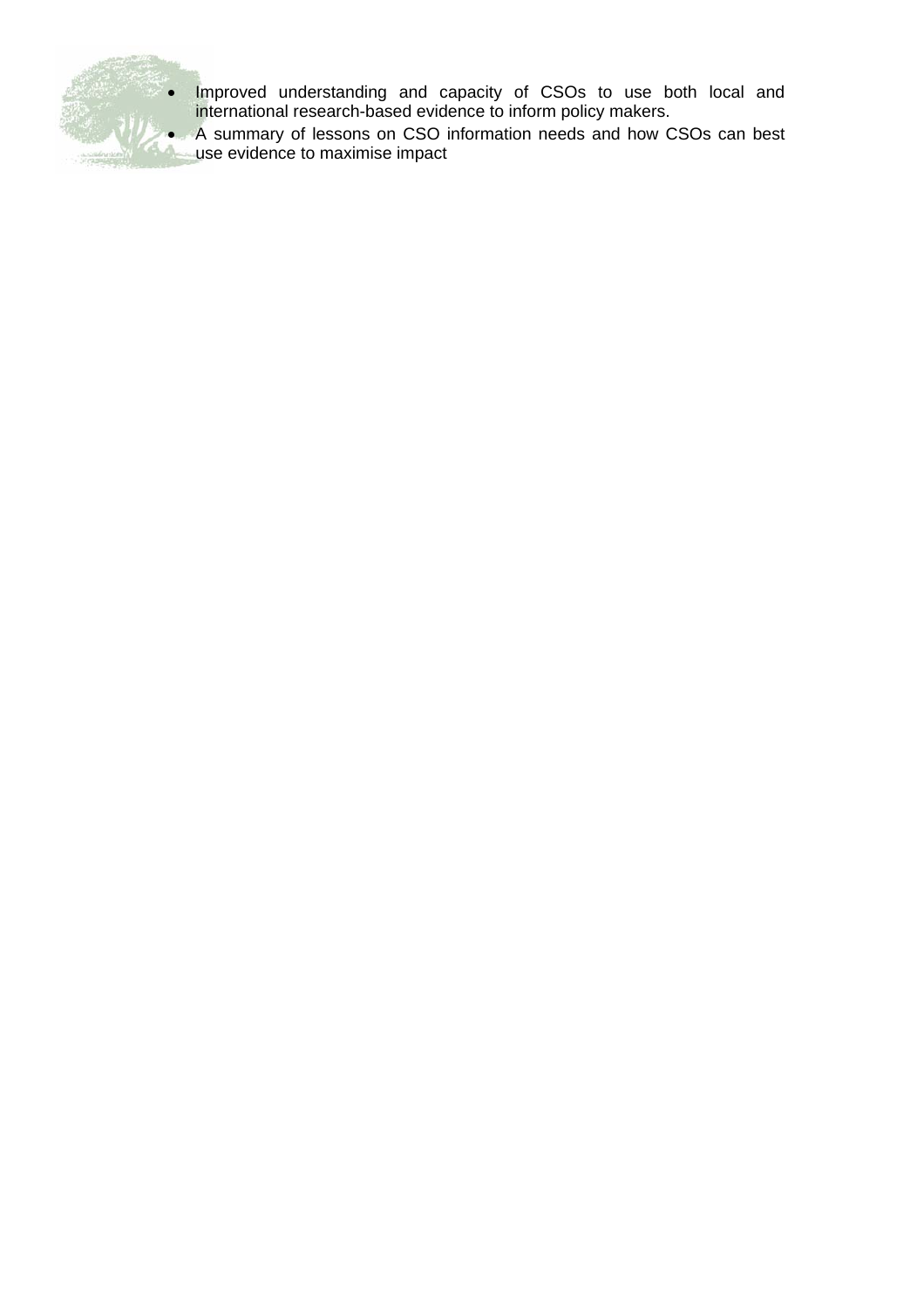- Improved understanding and capacity of CSOs to use both local and international research-based evidence to inform policy makers.
- A summary of lessons on CSO information needs and how CSOs can best use evidence to maximise impact